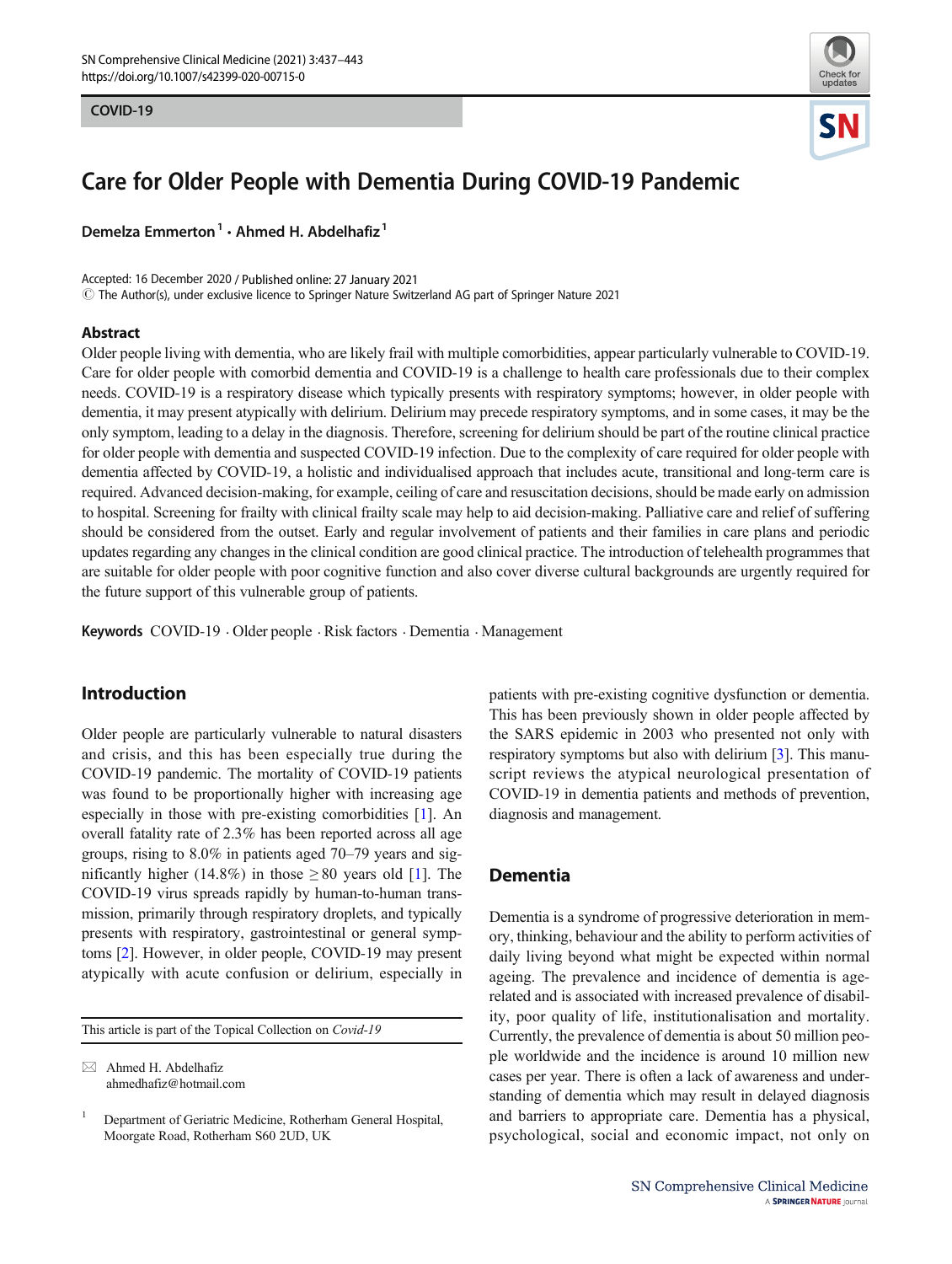COVID-19

# Care for Older People with Dementia During COVID-19 Pandemic

**Demelza Emmerton** [1] · **Ahmed H. Abdelhafiz** [1]

Accepted: 16 December 2020 / Published online: 27 January 2021
© The Author(s), under exclusive licence to Springer Nature Switzerland AG part of Springer Nature 2021

## Abstract

Older people living with dementia, who are likely frail with multiple comorbidities, appear particularly vulnerable to COVID-19. Care for older people with comorbid dementia and COVID-19 is a challenge to health care professionals due to their complex needs. COVID-19 is a respiratory disease which typically presents with respiratory symptoms; however, in older people with dementia, it may present atypically with delirium. Delirium may precede respiratory symptoms, and in some cases, it may be the only symptom, leading to a delay in the diagnosis. Therefore, screening for delirium should be part of the routine clinical practice for older people with dementia and suspected COVID-19 infection. Due to the complexity of care required for older people with dementia affected by COVID-19, a holistic and individualised approach that includes acute, transitional and long-term care is required. Advanced decision-making, for example, ceiling of care and resuscitation decisions, should be made early on admission to hospital. Screening for frailty with clinical frailty scale may help to aid decision-making. Palliative care and relief of suffering should be considered from the outset. Early and regular involvement of patients and their families in care plans and periodic updates regarding any changes in the clinical condition are good clinical practice. The introduction of telehealth programmes that are suitable for older people with poor cognitive function and also cover diverse cultural backgrounds are urgently required for the future support of this vulnerable group of patients.

**Keywords** COVID-19 · Older people · Risk factors · Dementia · Management

## Introduction

Older people are particularly vulnerable to natural disasters and crisis, and this has been especially true during the COVID-19 pandemic. The mortality of COVID-19 patients was found to be proportionally higher with increasing age especially in those with pre-existing comorbidities [1]. An overall fatality rate of 2.3% has been reported across all age groups, rising to 8.0% in patients aged 70–79 years and significantly higher (14.8%) in those ≥ 80 years old [1]. The COVID-19 virus spreads rapidly by human-to-human transmission, primarily through respiratory droplets, and typically presents with respiratory, gastrointestinal or general symptoms [2]. However, in older people, COVID-19 may present atypically with acute confusion or delirium, especially in patients with pre-existing cognitive dysfunction or dementia. This has been previously shown in older people affected by the SARS epidemic in 2003 who presented not only with respiratory symptoms but also with delirium [3]. This manuscript reviews the atypical neurological presentation of COVID-19 in dementia patients and methods of prevention, diagnosis and management.

## Dementia

Dementia is a syndrome of progressive deterioration in memory, thinking, behaviour and the ability to perform activities of daily living beyond what might be expected within normal ageing. The prevalence and incidence of dementia is age-related and is associated with increased prevalence of disability, poor quality of life, institutionalisation and mortality. Currently, the prevalence of dementia is about 50 million people worldwide and the incidence is around 10 million new cases per year. There is often a lack of awareness and understanding of dementia which may result in delayed diagnosis and barriers to appropriate care. Dementia has a physical, psychological, social and economic impact, not only on

---

This article is part of the Topical Collection on *Covid-19*

✉ Ahmed H. Abdelhafiz
ahmedhafiz@hotmail.com

[1] Department of Geriatric Medicine, Rotherham General Hospital, Moorgate Road, Rotherham S60 2UD, UK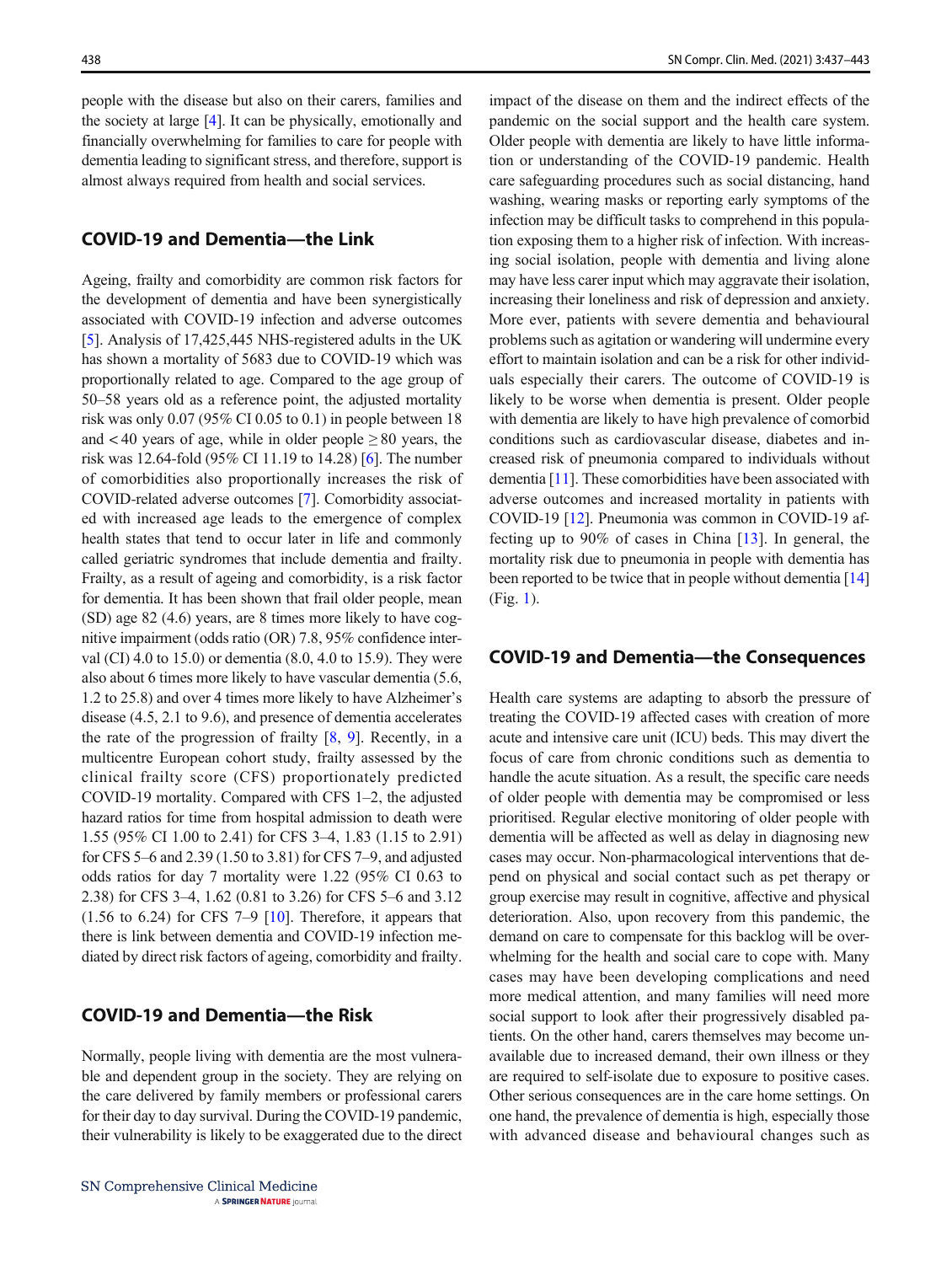people with the disease but also on their carers, families and the society at large [4]. It can be physically, emotionally and financially overwhelming for families to care for people with dementia leading to significant stress, and therefore, support is almost always required from health and social services.

## COVID-19 and Dementia—the Link

Ageing, frailty and comorbidity are common risk factors for the development of dementia and have been synergistically associated with COVID-19 infection and adverse outcomes [5]. Analysis of 17,425,445 NHS-registered adults in the UK has shown a mortality of 5683 due to COVID-19 which was proportionally related to age. Compared to the age group of 50–58 years old as a reference point, the adjusted mortality risk was only 0.07 (95% CI 0.05 to 0.1) in people between 18 and < 40 years of age, while in older people ≥ 80 years, the risk was 12.64-fold (95% CI 11.19 to 14.28) [6]. The number of comorbidities also proportionally increases the risk of COVID-related adverse outcomes [7]. Comorbidity associated with increased age leads to the emergence of complex health states that tend to occur later in life and commonly called geriatric syndromes that include dementia and frailty. Frailty, as a result of ageing and comorbidity, is a risk factor for dementia. It has been shown that frail older people, mean (SD) age 82 (4.6) years, are 8 times more likely to have cognitive impairment (odds ratio (OR) 7.8, 95% confidence interval (CI) 4.0 to 15.0) or dementia (8.0, 4.0 to 15.9). They were also about 6 times more likely to have vascular dementia (5.6, 1.2 to 25.8) and over 4 times more likely to have Alzheimer's disease (4.5, 2.1 to 9.6), and presence of dementia accelerates the rate of the progression of frailty [8, 9]. Recently, in a multicentre European cohort study, frailty assessed by the clinical frailty score (CFS) proportionately predicted COVID-19 mortality. Compared with CFS 1–2, the adjusted hazard ratios for time from hospital admission to death were 1.55 (95% CI 1.00 to 2.41) for CFS 3–4, 1.83 (1.15 to 2.91) for CFS 5–6 and 2.39 (1.50 to 3.81) for CFS 7–9, and adjusted odds ratios for day 7 mortality were 1.22 (95% CI 0.63 to 2.38) for CFS 3–4, 1.62 (0.81 to 3.26) for CFS 5–6 and 3.12 (1.56 to 6.24) for CFS 7–9 [10]. Therefore, it appears that there is link between dementia and COVID-19 infection mediated by direct risk factors of ageing, comorbidity and frailty.

## COVID-19 and Dementia—the Risk

Normally, people living with dementia are the most vulnerable and dependent group in the society. They are relying on the care delivered by family members or professional carers for their day to day survival. During the COVID-19 pandemic, their vulnerability is likely to be exaggerated due to the direct impact of the disease on them and the indirect effects of the pandemic on the social support and the health care system. Older people with dementia are likely to have little information or understanding of the COVID-19 pandemic. Health care safeguarding procedures such as social distancing, hand washing, wearing masks or reporting early symptoms of the infection may be difficult tasks to comprehend in this population exposing them to a higher risk of infection. With increasing social isolation, people with dementia and living alone may have less carer input which may aggravate their isolation, increasing their loneliness and risk of depression and anxiety. More ever, patients with severe dementia and behavioural problems such as agitation or wandering will undermine every effort to maintain isolation and can be a risk for other individuals especially their carers. The outcome of COVID-19 is likely to be worse when dementia is present. Older people with dementia are likely to have high prevalence of comorbid conditions such as cardiovascular disease, diabetes and increased risk of pneumonia compared to individuals without dementia [11]. These comorbidities have been associated with adverse outcomes and increased mortality in patients with COVID-19 [12]. Pneumonia was common in COVID-19 affecting up to 90% of cases in China [13]. In general, the mortality risk due to pneumonia in people with dementia has been reported to be twice that in people without dementia [14] (Fig. 1).

## COVID-19 and Dementia—the Consequences

Health care systems are adapting to absorb the pressure of treating the COVID-19 affected cases with creation of more acute and intensive care unit (ICU) beds. This may divert the focus of care from chronic conditions such as dementia to handle the acute situation. As a result, the specific care needs of older people with dementia may be compromised or less prioritised. Regular elective monitoring of older people with dementia will be affected as well as delay in diagnosing new cases may occur. Non-pharmacological interventions that depend on physical and social contact such as pet therapy or group exercise may result in cognitive, affective and physical deterioration. Also, upon recovery from this pandemic, the demand on care to compensate for this backlog will be overwhelming for the health and social care to cope with. Many cases may have been developing complications and need more medical attention, and many families will need more social support to look after their progressively disabled patients. On the other hand, carers themselves may become unavailable due to increased demand, their own illness or they are required to self-isolate due to exposure to positive cases. Other serious consequences are in the care home settings. On one hand, the prevalence of dementia is high, especially those with advanced disease and behavioural changes such as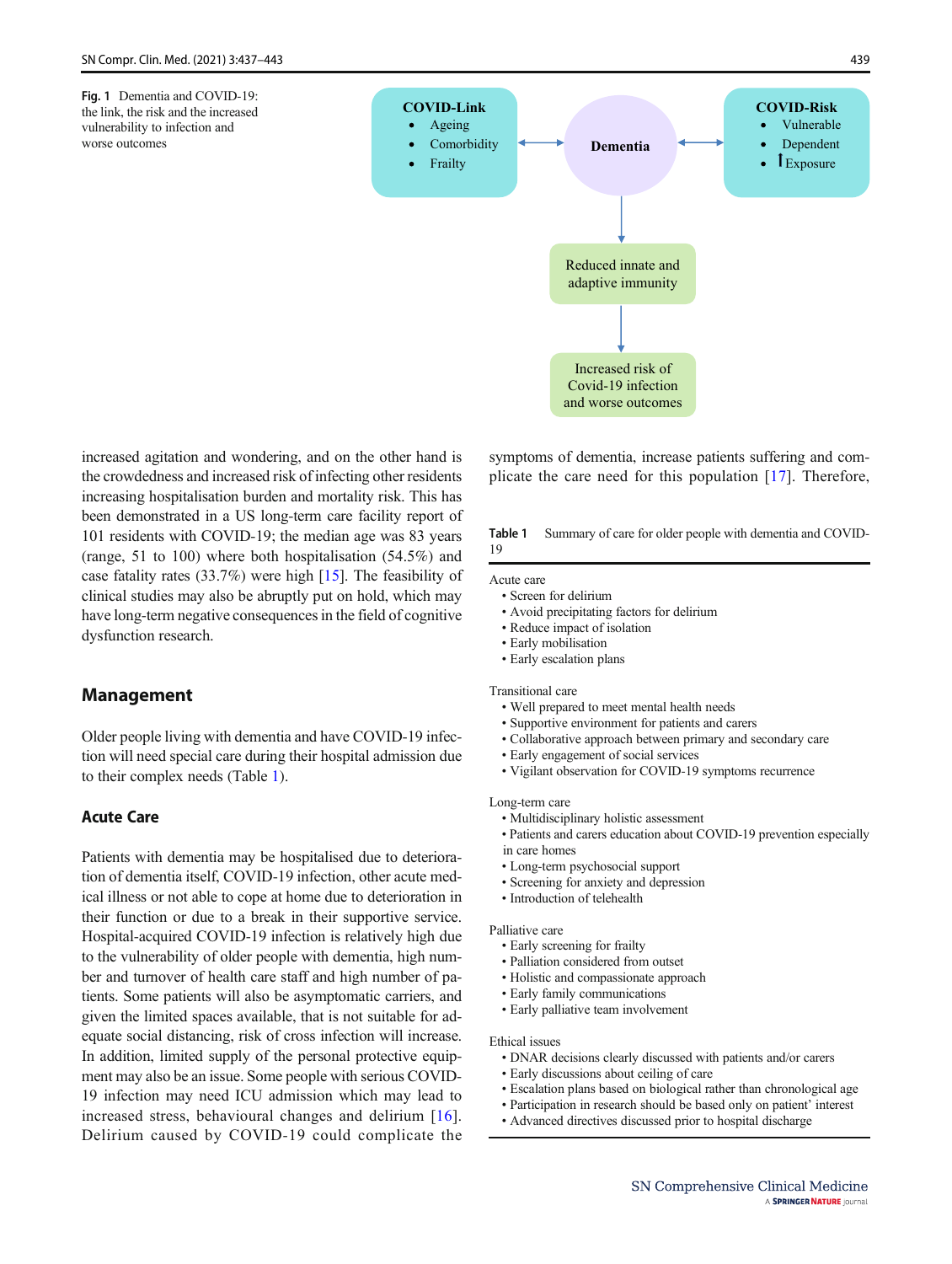Fig. 1 Dementia and COVID-19: the link, the risk and the increased vulnerability to infection and worse outcomes

increased agitation and wondering, and on the other hand is the crowdedness and increased risk of infecting other residents increasing hospitalisation burden and mortality risk. This has been demonstrated in a US long-term care facility report of 101 residents with COVID-19; the median age was 83 years (range, 51 to 100) where both hospitalisation (54.5%) and case fatality rates (33.7%) were high [15]. The feasibility of clinical studies may also be abruptly put on hold, which may have long-term negative consequences in the field of cognitive dysfunction research.

## Management

Older people living with dementia and have COVID-19 infection will need special care during their hospital admission due to their complex needs (Table 1).

### Acute Care

Patients with dementia may be hospitalised due to deterioration of dementia itself, COVID-19 infection, other acute medical illness or not able to cope at home due to deterioration in their function or due to a break in their supportive service. Hospital-acquired COVID-19 infection is relatively high due to the vulnerability of older people with dementia, high number and turnover of health care staff and high number of patients. Some patients will also be asymptomatic carriers, and given the limited spaces available, that is not suitable for adequate social distancing, risk of cross infection will increase. In addition, limited supply of the personal protective equipment may also be an issue. Some people with serious COVID-19 infection may need ICU admission which may lead to increased stress, behavioural changes and delirium [16]. Delirium caused by COVID-19 could complicate the symptoms of dementia, increase patients suffering and complicate the care need for this population [17]. Therefore,

Table 1 Summary of care for older people with dementia and COVID-19

| |
|---|
| Acute care |
| • Screen for delirium |
| • Avoid precipitating factors for delirium |
| • Reduce impact of isolation |
| • Early mobilisation |
| • Early escalation plans |
| Transitional care |
| • Well prepared to meet mental health needs |
| • Supportive environment for patients and carers |
| • Collaborative approach between primary and secondary care |
| • Early engagement of social services |
| • Vigilant observation for COVID-19 symptoms recurrence |
| Long-term care |
| • Multidisciplinary holistic assessment |
| • Patients and carers education about COVID-19 prevention especially in care homes |
| • Long-term psychosocial support |
| • Screening for anxiety and depression |
| • Introduction of telehealth |
| Palliative care |
| • Early screening for frailty |
| • Palliation considered from outset |
| • Holistic and compassionate approach |
| • Early family communications |
| • Early palliative team involvement |
| Ethical issues |
| • DNAR decisions clearly discussed with patients and/or carers |
| • Early discussions about ceiling of care |
| • Escalation plans based on biological rather than chronological age |
| • Participation in research should be based only on patient' interest |
| • Advanced directives discussed prior to hospital discharge |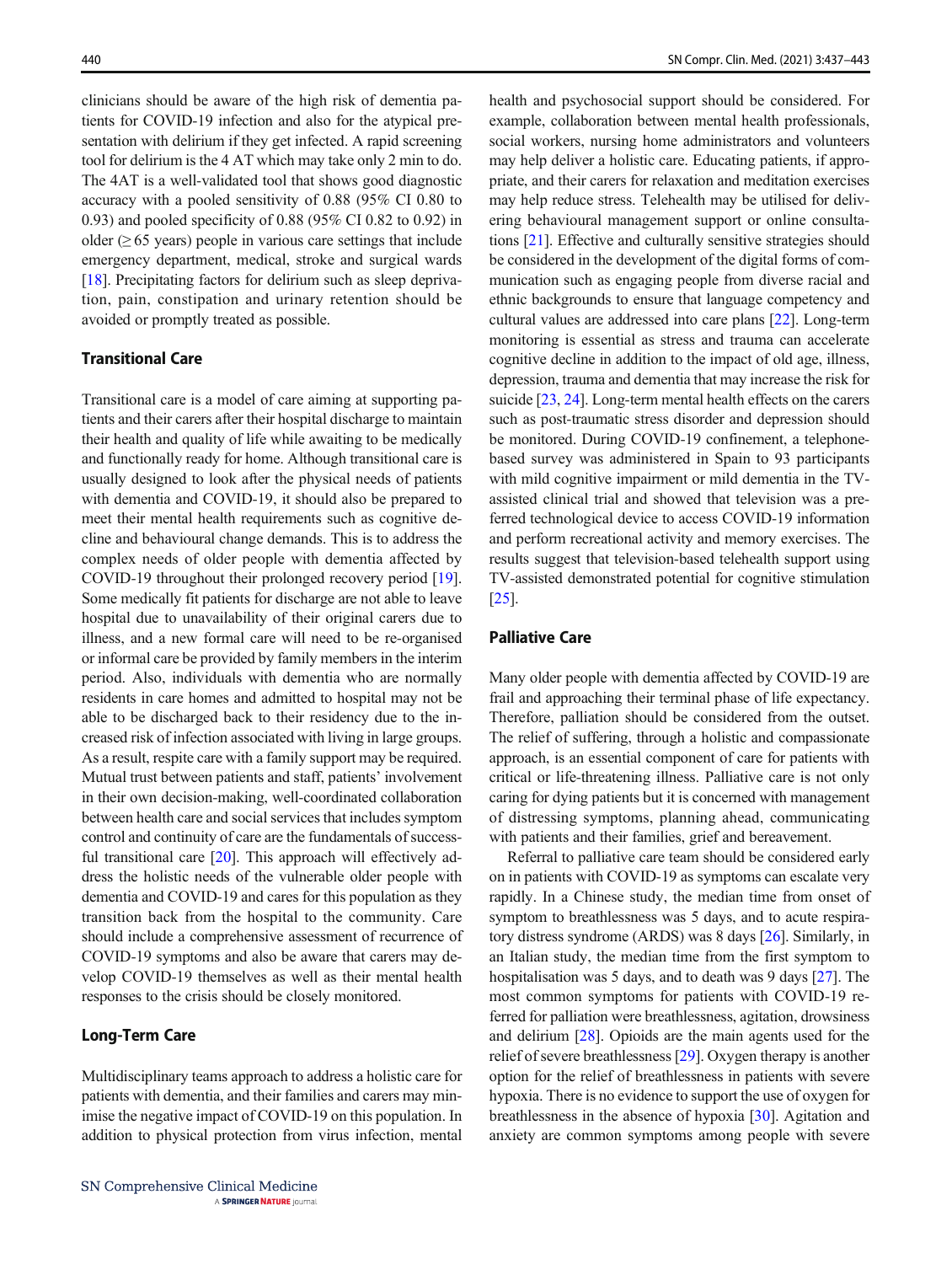clinicians should be aware of the high risk of dementia patients for COVID-19 infection and also for the atypical presentation with delirium if they get infected. A rapid screening tool for delirium is the 4 AT which may take only 2 min to do. The 4AT is a well-validated tool that shows good diagnostic accuracy with a pooled sensitivity of 0.88 (95% CI 0.80 to 0.93) and pooled specificity of 0.88 (95% CI 0.82 to 0.92) in older (≥ 65 years) people in various care settings that include emergency department, medical, stroke and surgical wards [18]. Precipitating factors for delirium such as sleep deprivation, pain, constipation and urinary retention should be avoided or promptly treated as possible.

### Transitional Care

Transitional care is a model of care aiming at supporting patients and their carers after their hospital discharge to maintain their health and quality of life while awaiting to be medically and functionally ready for home. Although transitional care is usually designed to look after the physical needs of patients with dementia and COVID-19, it should also be prepared to meet their mental health requirements such as cognitive decline and behavioural change demands. This is to address the complex needs of older people with dementia affected by COVID-19 throughout their prolonged recovery period [19]. Some medically fit patients for discharge are not able to leave hospital due to unavailability of their original carers due to illness, and a new formal care will need to be re-organised or informal care be provided by family members in the interim period. Also, individuals with dementia who are normally residents in care homes and admitted to hospital may not be able to be discharged back to their residency due to the increased risk of infection associated with living in large groups. As a result, respite care with a family support may be required. Mutual trust between patients and staff, patients' involvement in their own decision-making, well-coordinated collaboration between health care and social services that includes symptom control and continuity of care are the fundamentals of successful transitional care [20]. This approach will effectively address the holistic needs of the vulnerable older people with dementia and COVID-19 and cares for this population as they transition back from the hospital to the community. Care should include a comprehensive assessment of recurrence of COVID-19 symptoms and also be aware that carers may develop COVID-19 themselves as well as their mental health responses to the crisis should be closely monitored.

### Long-Term Care

Multidisciplinary teams approach to address a holistic care for patients with dementia, and their families and carers may minimise the negative impact of COVID-19 on this population. In addition to physical protection from virus infection, mental health and psychosocial support should be considered. For example, collaboration between mental health professionals, social workers, nursing home administrators and volunteers may help deliver a holistic care. Educating patients, if appropriate, and their carers for relaxation and meditation exercises may help reduce stress. Telehealth may be utilised for delivering behavioural management support or online consultations [21]. Effective and culturally sensitive strategies should be considered in the development of the digital forms of communication such as engaging people from diverse racial and ethnic backgrounds to ensure that language competency and cultural values are addressed into care plans [22]. Long-term monitoring is essential as stress and trauma can accelerate cognitive decline in addition to the impact of old age, illness, depression, trauma and dementia that may increase the risk for suicide [23, 24]. Long-term mental health effects on the carers such as post-traumatic stress disorder and depression should be monitored. During COVID-19 confinement, a telephone-based survey was administered in Spain to 93 participants with mild cognitive impairment or mild dementia in the TV-assisted clinical trial and showed that television was a preferred technological device to access COVID-19 information and perform recreational activity and memory exercises. The results suggest that television-based telehealth support using TV-assisted demonstrated potential for cognitive stimulation [25].

### Palliative Care

Many older people with dementia affected by COVID-19 are frail and approaching their terminal phase of life expectancy. Therefore, palliation should be considered from the outset. The relief of suffering, through a holistic and compassionate approach, is an essential component of care for patients with critical or life-threatening illness. Palliative care is not only caring for dying patients but it is concerned with management of distressing symptoms, planning ahead, communicating with patients and their families, grief and bereavement.

Referral to palliative care team should be considered early on in patients with COVID-19 as symptoms can escalate very rapidly. In a Chinese study, the median time from onset of symptom to breathlessness was 5 days, and to acute respiratory distress syndrome (ARDS) was 8 days [26]. Similarly, in an Italian study, the median time from the first symptom to hospitalisation was 5 days, and to death was 9 days [27]. The most common symptoms for patients with COVID-19 referred for palliation were breathlessness, agitation, drowsiness and delirium [28]. Opioids are the main agents used for the relief of severe breathlessness [29]. Oxygen therapy is another option for the relief of breathlessness in patients with severe hypoxia. There is no evidence to support the use of oxygen for breathlessness in the absence of hypoxia [30]. Agitation and anxiety are common symptoms among people with severe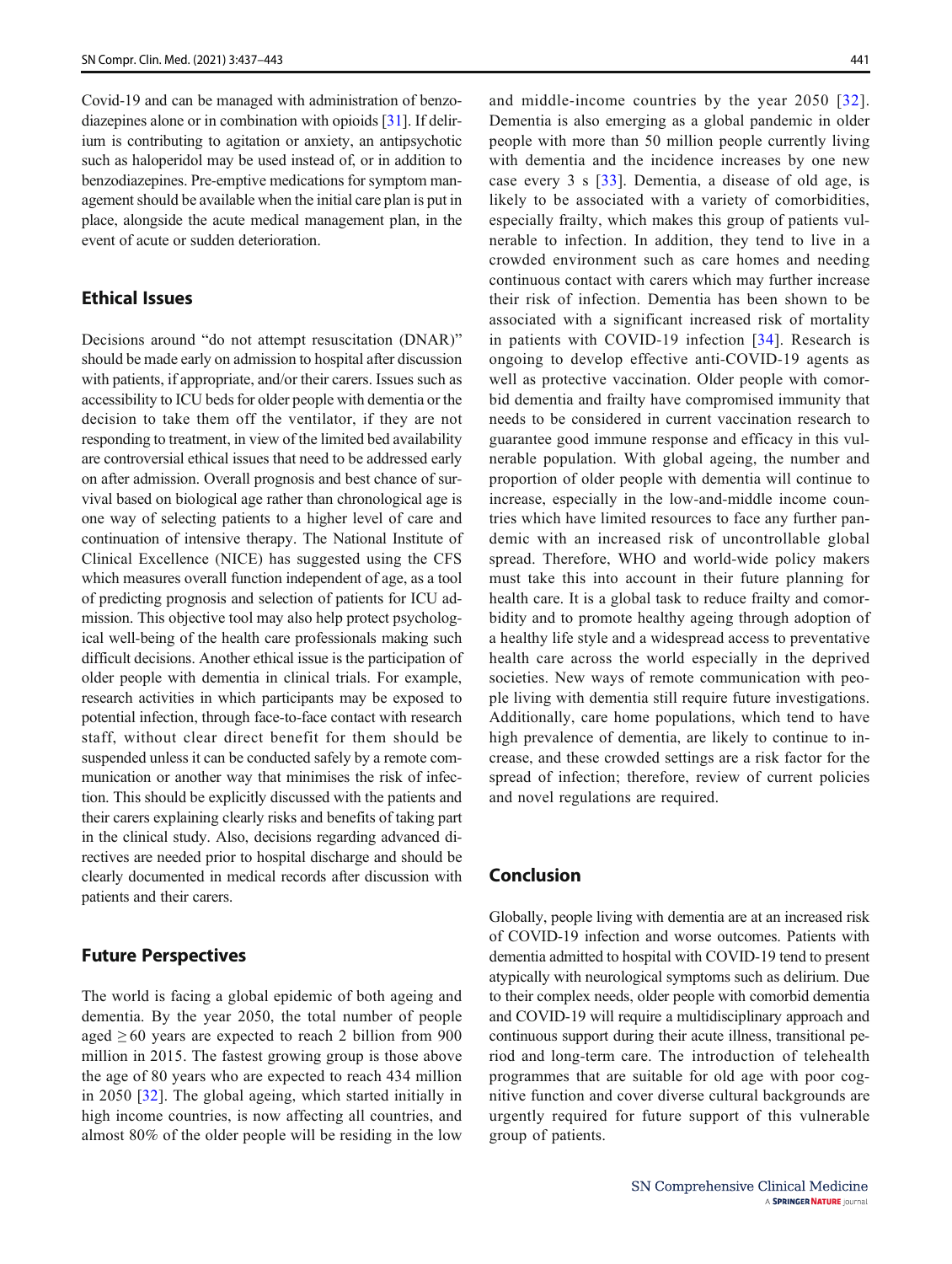Covid-19 and can be managed with administration of benzodiazepines alone or in combination with opioids [31]. If delirium is contributing to agitation or anxiety, an antipsychotic such as haloperidol may be used instead of, or in addition to benzodiazepines. Pre-emptive medications for symptom management should be available when the initial care plan is put in place, alongside the acute medical management plan, in the event of acute or sudden deterioration.

## Ethical Issues

Decisions around "do not attempt resuscitation (DNAR)" should be made early on admission to hospital after discussion with patients, if appropriate, and/or their carers. Issues such as accessibility to ICU beds for older people with dementia or the decision to take them off the ventilator, if they are not responding to treatment, in view of the limited bed availability are controversial ethical issues that need to be addressed early on after admission. Overall prognosis and best chance of survival based on biological age rather than chronological age is one way of selecting patients to a higher level of care and continuation of intensive therapy. The National Institute of Clinical Excellence (NICE) has suggested using the CFS which measures overall function independent of age, as a tool of predicting prognosis and selection of patients for ICU admission. This objective tool may also help protect psychological well-being of the health care professionals making such difficult decisions. Another ethical issue is the participation of older people with dementia in clinical trials. For example, research activities in which participants may be exposed to potential infection, through face-to-face contact with research staff, without clear direct benefit for them should be suspended unless it can be conducted safely by a remote communication or another way that minimises the risk of infection. This should be explicitly discussed with the patients and their carers explaining clearly risks and benefits of taking part in the clinical study. Also, decisions regarding advanced directives are needed prior to hospital discharge and should be clearly documented in medical records after discussion with patients and their carers.

## Future Perspectives

The world is facing a global epidemic of both ageing and dementia. By the year 2050, the total number of people aged $\geq 60$ years are expected to reach 2 billion from 900 million in 2015. The fastest growing group is those above the age of 80 years who are expected to reach 434 million in 2050 [32]. The global ageing, which started initially in high income countries, is now affecting all countries, and almost 80% of the older people will be residing in the low and middle-income countries by the year 2050 [32]. Dementia is also emerging as a global pandemic in older people with more than 50 million people currently living with dementia and the incidence increases by one new case every 3 s [33]. Dementia, a disease of old age, is likely to be associated with a variety of comorbidities, especially frailty, which makes this group of patients vulnerable to infection. In addition, they tend to live in a crowded environment such as care homes and needing continuous contact with carers which may further increase their risk of infection. Dementia has been shown to be associated with a significant increased risk of mortality in patients with COVID-19 infection [34]. Research is ongoing to develop effective anti-COVID-19 agents as well as protective vaccination. Older people with comorbid dementia and frailty have compromised immunity that needs to be considered in current vaccination research to guarantee good immune response and efficacy in this vulnerable population. With global ageing, the number and proportion of older people with dementia will continue to increase, especially in the low-and-middle income countries which have limited resources to face any further pandemic with an increased risk of uncontrollable global spread. Therefore, WHO and world-wide policy makers must take this into account in their future planning for health care. It is a global task to reduce frailty and comorbidity and to promote healthy ageing through adoption of a healthy life style and a widespread access to preventative health care across the world especially in the deprived societies. New ways of remote communication with people living with dementia still require future investigations. Additionally, care home populations, which tend to have high prevalence of dementia, are likely to continue to increase, and these crowded settings are a risk factor for the spread of infection; therefore, review of current policies and novel regulations are required.

## Conclusion

Globally, people living with dementia are at an increased risk of COVID-19 infection and worse outcomes. Patients with dementia admitted to hospital with COVID-19 tend to present atypically with neurological symptoms such as delirium. Due to their complex needs, older people with comorbid dementia and COVID-19 will require a multidisciplinary approach and continuous support during their acute illness, transitional period and long-term care. The introduction of telehealth programmes that are suitable for old age with poor cognitive function and cover diverse cultural backgrounds are urgently required for future support of this vulnerable group of patients.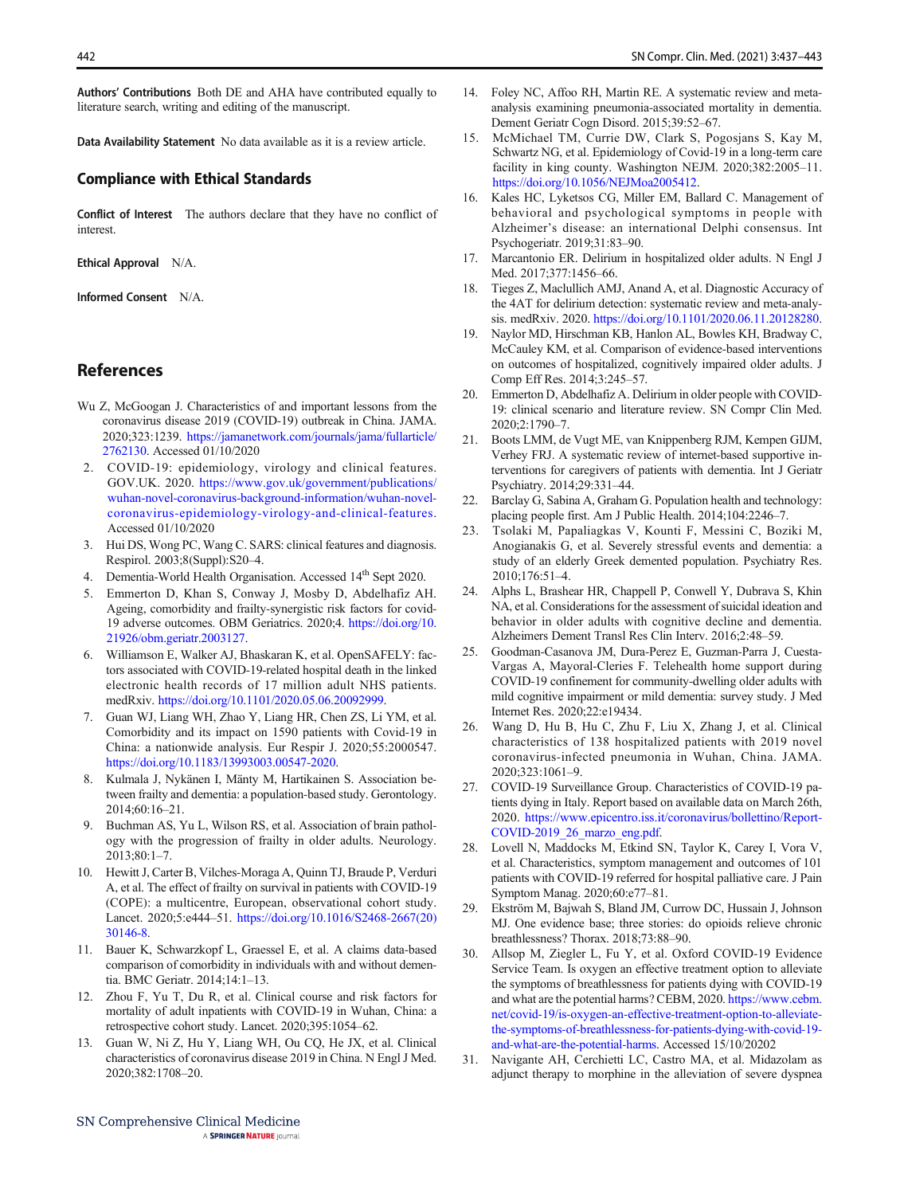**Authors' Contributions** Both DE and AHA have contributed equally to literature search, writing and editing of the manuscript.

**Data Availability Statement** No data available as it is a review article.

## Compliance with Ethical Standards

**Conflict of Interest** The authors declare that they have no conflict of interest.

**Ethical Approval** N/A.

**Informed Consent** N/A.

## References

1. Wu Z, McGoogan J. Characteristics of and important lessons from the coronavirus disease 2019 (COVID-19) outbreak in China. JAMA. 2020;323:1239. https://jamanetwork.com/journals/jama/fullarticle/2762130. Accessed 01/10/2020
2. COVID-19: epidemiology, virology and clinical features. GOV.UK. 2020. https://www.gov.uk/government/publications/wuhan-novel-coronavirus-background-information/wuhan-novel-coronavirus-epidemiology-virology-and-clinical-features. Accessed 01/10/2020
3. Hui DS, Wong PC, Wang C. SARS: clinical features and diagnosis. Respirol. 2003;8(Suppl):S20–4.
4. Dementia-World Health Organisation. Accessed 14th Sept 2020.
5. Emmerton D, Khan S, Conway J, Mosby D, Abdelhafiz AH. Ageing, comorbidity and frailty-synergistic risk factors for covid-19 adverse outcomes. OBM Geriatrics. 2020;4. https://doi.org/10.21926/obm.geriatr.2003127.
6. Williamson E, Walker AJ, Bhaskaran K, et al. OpenSAFELY: factors associated with COVID-19-related hospital death in the linked electronic health records of 17 million adult NHS patients. medRxiv. https://doi.org/10.1101/2020.05.06.20092999.
7. Guan WJ, Liang WH, Zhao Y, Liang HR, Chen ZS, Li YM, et al. Comorbidity and its impact on 1590 patients with Covid-19 in China: a nationwide analysis. Eur Respir J. 2020;55:2000547. https://doi.org/10.1183/13993003.00547-2020.
8. Kulmala J, Nykänen I, Mänty M, Hartikainen S. Association between frailty and dementia: a population-based study. Gerontology. 2014;60:16–21.
9. Buchman AS, Yu L, Wilson RS, et al. Association of brain pathology with the progression of frailty in older adults. Neurology. 2013;80:1–7.
10. Hewitt J, Carter B, Vilches-Moraga A, Quinn TJ, Braude P, Verduri A, et al. The effect of frailty on survival in patients with COVID-19 (COPE): a multicentre, European, observational cohort study. Lancet. 2020;5:e444–51. https://doi.org/10.1016/S2468-2667(20)30146-8.
11. Bauer K, Schwarzkopf L, Graessel E, et al. A claims data-based comparison of comorbidity in individuals with and without dementia. BMC Geriatr. 2014;14:1–13.
12. Zhou F, Yu T, Du R, et al. Clinical course and risk factors for mortality of adult inpatients with COVID-19 in Wuhan, China: a retrospective cohort study. Lancet. 2020;395:1054–62.
13. Guan W, Ni Z, Hu Y, Liang WH, Ou CQ, He JX, et al. Clinical characteristics of coronavirus disease 2019 in China. N Engl J Med. 2020;382:1708–20.
14. Foley NC, Affoo RH, Martin RE. A systematic review and meta-analysis examining pneumonia-associated mortality in dementia. Dement Geriatr Cogn Disord. 2015;39:52–67.
15. McMichael TM, Currie DW, Clark S, Pogosjans S, Kay M, Schwartz NG, et al. Epidemiology of Covid-19 in a long-term care facility in king county. Washington NEJM. 2020;382:2005–11. https://doi.org/10.1056/NEJMoa2005412.
16. Kales HC, Lyketsos CG, Miller EM, Ballard C. Management of behavioral and psychological symptoms in people with Alzheimer's disease: an international Delphi consensus. Int Psychogeriatr. 2019;31:83–90.
17. Marcantonio ER. Delirium in hospitalized older adults. N Engl J Med. 2017;377:1456–66.
18. Tieges Z, Maclullich AMJ, Anand A, et al. Diagnostic Accuracy of the 4AT for delirium detection: systematic review and meta-analysis. medRxiv. 2020. https://doi.org/10.1101/2020.06.11.20128280.
19. Naylor MD, Hirschman KB, Hanlon AL, Bowles KH, Bradway C, McCauley KM, et al. Comparison of evidence-based interventions on outcomes of hospitalized, cognitively impaired older adults. J Comp Eff Res. 2014;3:245–57.
20. Emmerton D, Abdelhafiz A. Delirium in older people with COVID-19: clinical scenario and literature review. SN Compr Clin Med. 2020;2:1790–7.
21. Boots LMM, de Vugt ME, van Knippenberg RJM, Kempen GIJM, Verhey FRJ. A systematic review of internet-based supportive interventions for caregivers of patients with dementia. Int J Geriatr Psychiatry. 2014;29:331–44.
22. Barclay G, Sabina A, Graham G. Population health and technology: placing people first. Am J Public Health. 2014;104:2246–7.
23. Tsolaki M, Papaliagkas V, Kounti F, Messini C, Boziki M, Anogianakis G, et al. Severely stressful events and dementia: a study of an elderly Greek demented population. Psychiatry Res. 2010;176:51–4.
24. Alphs L, Brashear HR, Chappell P, Conwell Y, Dubrava S, Khin NA, et al. Considerations for the assessment of suicidal ideation and behavior in older adults with cognitive decline and dementia. Alzheimers Dement Transl Res Clin Interv. 2016;2:48–59.
25. Goodman-Casanova JM, Dura-Perez E, Guzman-Parra J, Cuesta-Vargas A, Mayoral-Cleries F. Telehealth home support during COVID-19 confinement for community-dwelling older adults with mild cognitive impairment or mild dementia: survey study. J Med Internet Res. 2020;22:e19434.
26. Wang D, Hu B, Hu C, Zhu F, Liu X, Zhang J, et al. Clinical characteristics of 138 hospitalized patients with 2019 novel coronavirus-infected pneumonia in Wuhan, China. JAMA. 2020;323:1061–9.
27. COVID-19 Surveillance Group. Characteristics of COVID-19 patients dying in Italy. Report based on available data on March 26th, 2020. https://www.epicentro.iss.it/coronavirus/bollettino/Report-COVID-2019_26_marzo_eng.pdf.
28. Lovell N, Maddocks M, Etkind SN, Taylor K, Carey I, Vora V, et al. Characteristics, symptom management and outcomes of 101 patients with COVID-19 referred for hospital palliative care. J Pain Symptom Manag. 2020;60:e77–81.
29. Ekström M, Bajwah S, Bland JM, Currow DC, Hussain J, Johnson MJ. One evidence base; three stories: do opioids relieve chronic breathlessness? Thorax. 2018;73:88–90.
30. Allsop M, Ziegler L, Fu Y, et al. Oxford COVID-19 Evidence Service Team. Is oxygen an effective treatment option to alleviate the symptoms of breathlessness for patients dying with COVID-19 and what are the potential harms? CEBM, 2020. https://www.cebm.net/covid-19/is-oxygen-an-effective-treatment-option-to-alleviate-the-symptoms-of-breathlessness-for-patients-dying-with-covid-19-and-what-are-the-potential-harms. Accessed 15/10/20202
31. Navigante AH, Cerchietti LC, Castro MA, et al. Midazolam as adjunct therapy to morphine in the alleviation of severe dyspnea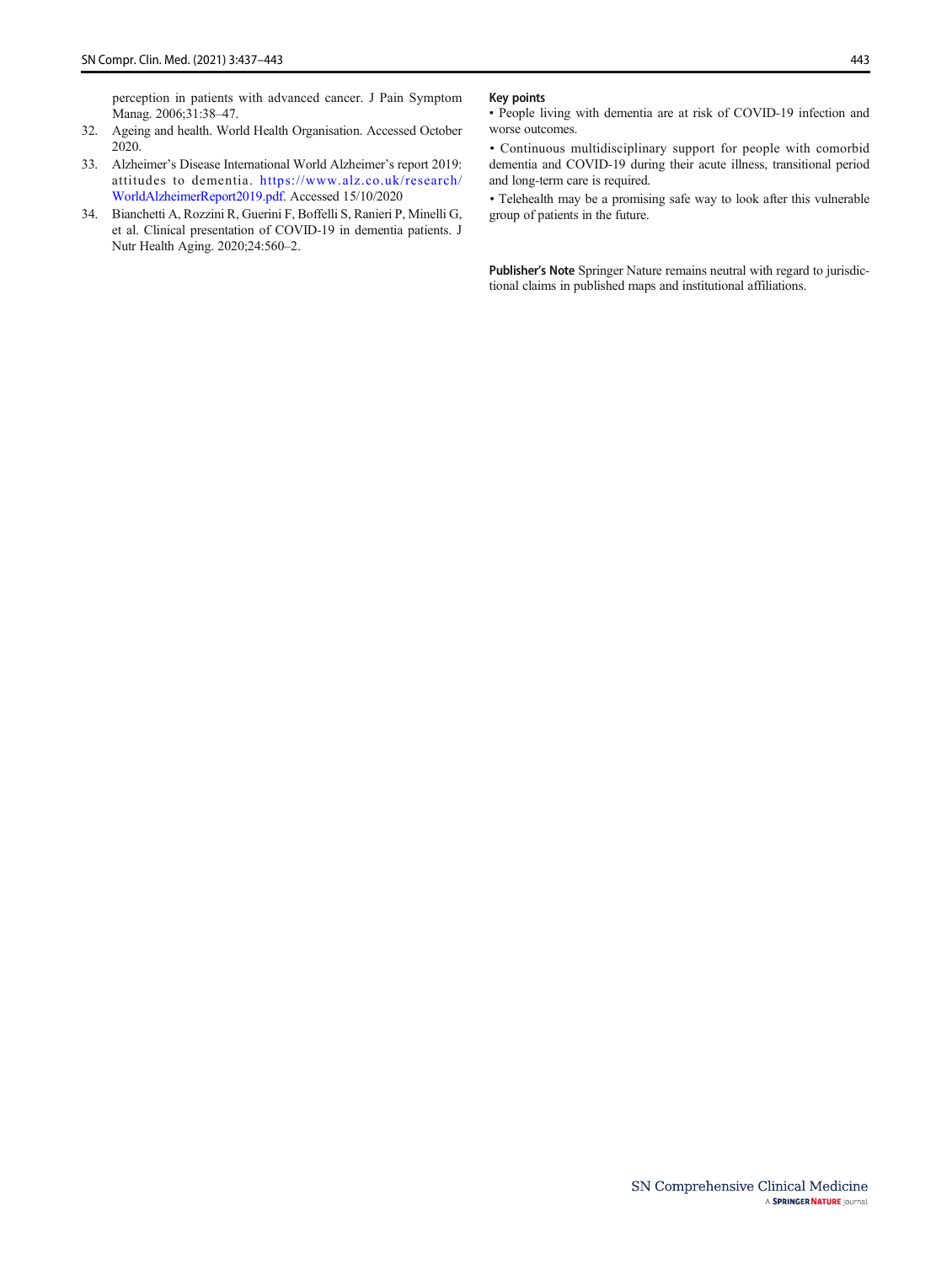perception in patients with advanced cancer. J Pain Symptom Manag. 2006;31:38–47.

32. Ageing and health. World Health Organisation. Accessed October 2020.
33. Alzheimer's Disease International World Alzheimer's report 2019: attitudes to dementia. https://www.alz.co.uk/research/WorldAlzheimerReport2019.pdf. Accessed 15/10/2020
34. Bianchetti A, Rozzini R, Guerini F, Boffelli S, Ranieri P, Minelli G, et al. Clinical presentation of COVID-19 in dementia patients. J Nutr Health Aging. 2020;24:560–2.

**Key points**

• People living with dementia are at risk of COVID-19 infection and worse outcomes.

• Continuous multidisciplinary support for people with comorbid dementia and COVID-19 during their acute illness, transitional period and long-term care is required.

• Telehealth may be a promising safe way to look after this vulnerable group of patients in the future.

**Publisher's Note** Springer Nature remains neutral with regard to jurisdictional claims in published maps and institutional affiliations.